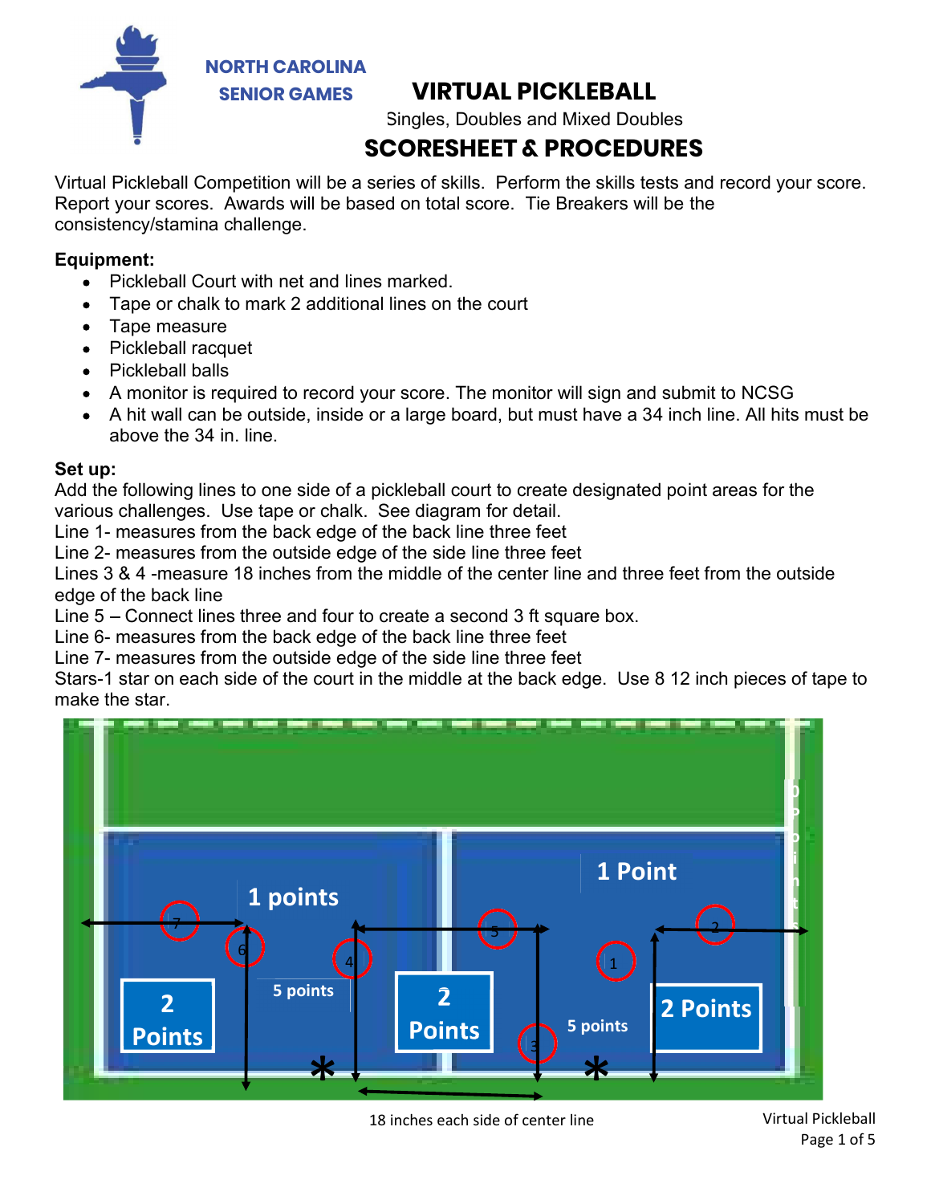NORTH CAROLINA
SENIOR GAMES

# VIRTUAL PICKLEBALL

Singles, Doubles and Mixed Doubles

## SCORESHEET & PROCEDURES

Virtual Pickleball Competition will be a series of skills. Perform the skills tests and record your score. Report your scores. Awards will be based on total score. Tie Breakers will be the consistency/stamina challenge.

**Equipment:**

- Pickleball Court with net and lines marked.
- Tape or chalk to mark 2 additional lines on the court
- Tape measure
- Pickleball racquet
- Pickleball balls
- A monitor is required to record your score. The monitor will sign and submit to NCSG
- A hit wall can be outside, inside or a large board, but must have a 34 inch line. All hits must be above the 34 in. line.

**Set up:**

Add the following lines to one side of a pickleball court to create designated point areas for the various challenges. Use tape or chalk. See diagram for detail.

Line 1- measures from the back edge of the back line three feet
Line 2- measures from the outside edge of the side line three feet
Lines 3 & 4 -measure 18 inches from the middle of the center line and three feet from the outside edge of the back line
Line 5 – Connect lines three and four to create a second 3 ft square box.
Line 6- measures from the back edge of the back line three feet
Line 7- measures from the outside edge of the side line three feet
Stars-1 star on each side of the court in the middle at the back edge. Use 8 12 inch pieces of tape to make the star.

1 points
1 Point
5 points
5 points
2 Points
2 Points
2 Points
0 points

18 inches each side of center line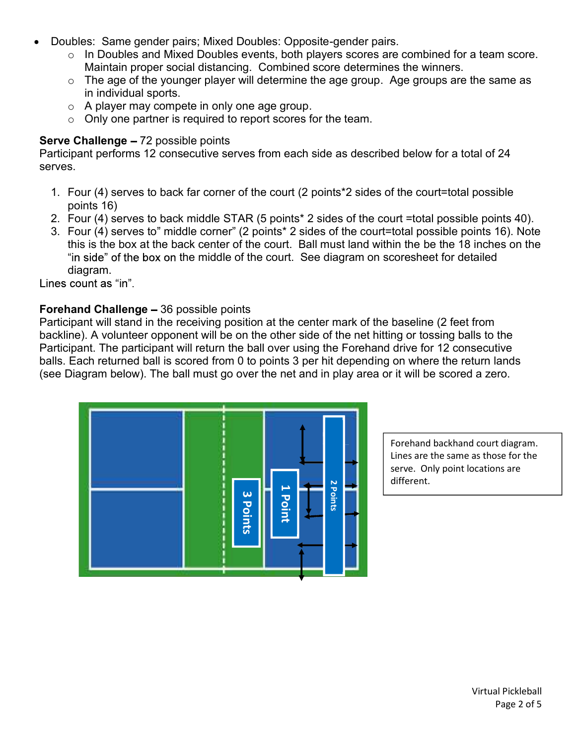- Doubles: Same gender pairs; Mixed Doubles: Opposite-gender pairs.
  - In Doubles and Mixed Doubles events, both players scores are combined for a team score. Maintain proper social distancing. Combined score determines the winners.
  - The age of the younger player will determine the age group. Age groups are the same as in individual sports.
  - A player may compete in only one age group.
  - Only one partner is required to report scores for the team.

**Serve Challenge –** 72 possible points
Participant performs 12 consecutive serves from each side as described below for a total of 24 serves.

1. Four (4) serves to back far corner of the court (2 points*2 sides of the court=total possible points 16)
2. Four (4) serves to back middle STAR (5 points* 2 sides of the court =total possible points 40).
3. Four (4) serves to" middle corner" (2 points* 2 sides of the court=total possible points 16). Note this is the box at the back center of the court. Ball must land within the be the 18 inches on the "in side" of the box on the middle of the court. See diagram on scoresheet for detailed diagram.

Lines count as "in".

**Forehand Challenge –** 36 possible points
Participant will stand in the receiving position at the center mark of the baseline (2 feet from backline). A volunteer opponent will be on the other side of the net hitting or tossing balls to the Participant. The participant will return the ball over using the Forehand drive for 12 consecutive balls. Each returned ball is scored from 0 to points 3 per hit depending on where the return lands (see Diagram below). The ball must go over the net and in play area or it will be scored a zero.

3 Points | 1 Point | 2 Points

Forehand backhand court diagram. Lines are the same as those for the serve. Only point locations are different.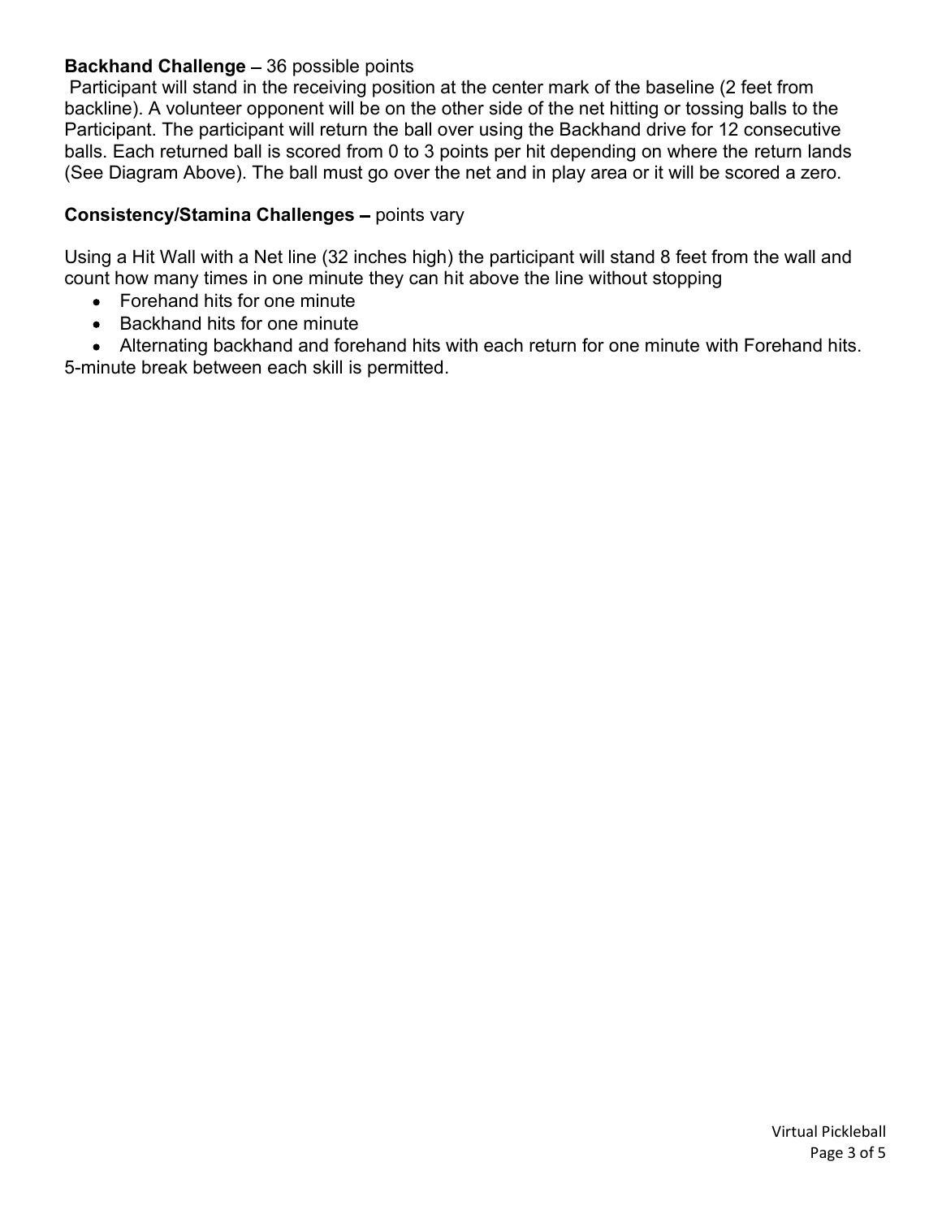**Backhand Challenge** – 36 possible points

Participant will stand in the receiving position at the center mark of the baseline (2 feet from backline). A volunteer opponent will be on the other side of the net hitting or tossing balls to the Participant. The participant will return the ball over using the Backhand drive for 12 consecutive balls. Each returned ball is scored from 0 to 3 points per hit depending on where the return lands (See Diagram Above). The ball must go over the net and in play area or it will be scored a zero.

**Consistency/Stamina Challenges** – points vary

Using a Hit Wall with a Net line (32 inches high) the participant will stand 8 feet from the wall and count how many times in one minute they can hit above the line without stopping

- Forehand hits for one minute
- Backhand hits for one minute
- Alternating backhand and forehand hits with each return for one minute with Forehand hits.

5-minute break between each skill is permitted.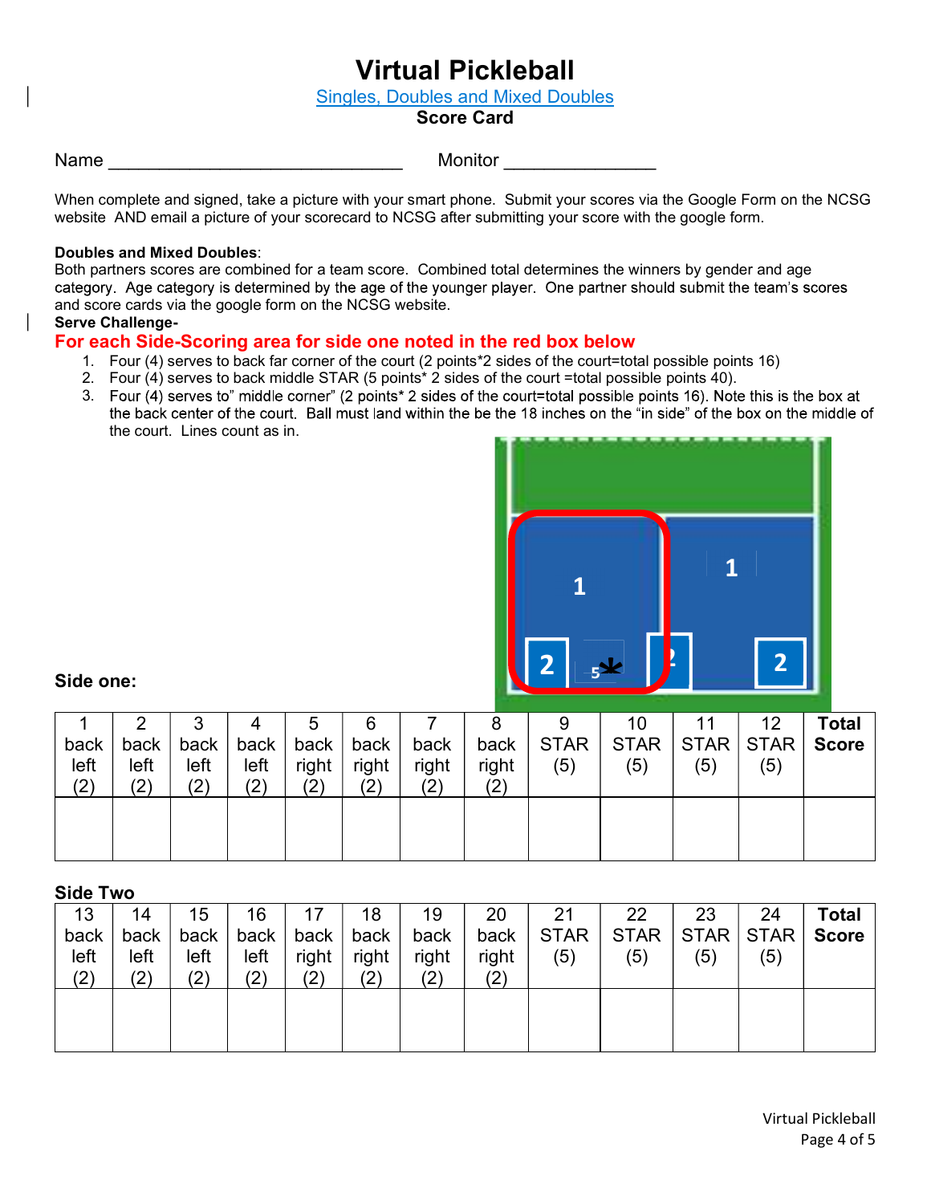# Virtual Pickleball

Singles, Doubles and Mixed Doubles

**Score Card**

Name ______________________________ Monitor _______________

When complete and signed, take a picture with your smart phone. Submit your scores via the Google Form on the NCSG website AND email a picture of your scorecard to NCSG after submitting your score with the google form.

**Doubles and Mixed Doubles**:
Both partners scores are combined for a team score. Combined total determines the winners by gender and age category. Age category is determined by the age of the younger player. One partner should submit the team's scores and score cards via the google form on the NCSG website.

**Serve Challenge-**

**For each Side-Scoring area for side one noted in the red box below**

1. Four (4) serves to back far corner of the court (2 points*2 sides of the court=total possible points 16)
2. Four (4) serves to back middle STAR (5 points* 2 sides of the court =total possible points 40).
3. Four (4) serves to" middle corner" (2 points* 2 sides of the court=total possible points 16). Note this is the box at the back center of the court. Ball must land within the be the 18 inches on the "in side" of the box on the middle of the court. Lines count as in.

**Side one:**

| 1 back left (2) | 2 back left (2) | 3 back left (2) | 4 back left (2) | 5 back right (2) | 6 back right (2) | 7 back right (2) | 8 back right (2) | 9 STAR (5) | 10 STAR (5) | 11 STAR (5) | 12 STAR (5) | Total Score |
|---|---|---|---|---|---|---|---|---|---|---|---|---|
| | | | | | | | | | | | | |

**Side Two**

| 13 back left (2) | 14 back left (2) | 15 back left (2) | 16 back left (2) | 17 back right (2) | 18 back right (2) | 19 back right (2) | 20 back right (2) | 21 STAR (5) | 22 STAR (5) | 23 STAR (5) | 24 STAR (5) | Total Score |
|---|---|---|---|---|---|---|---|---|---|---|---|---|
| | | | | | | | | | | | | |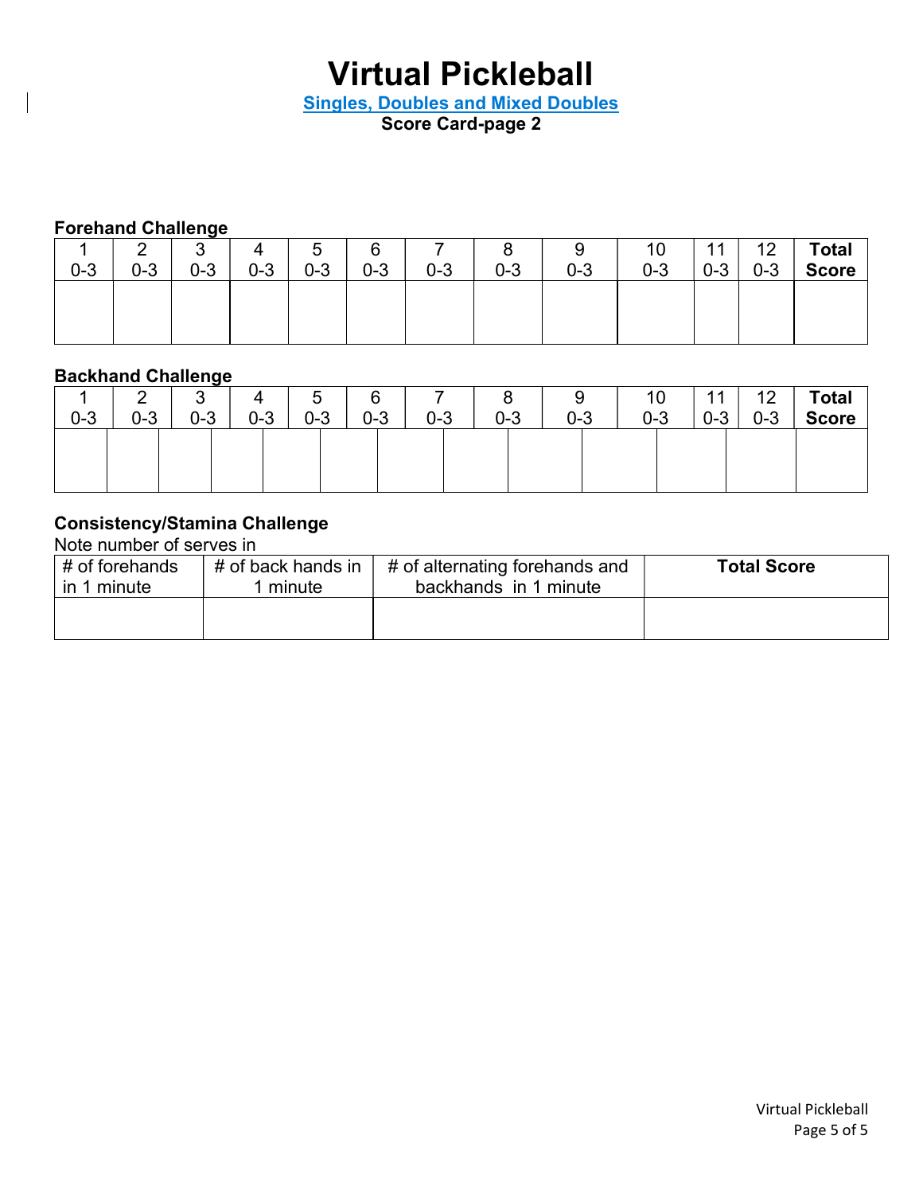# Virtual Pickleball

**Singles, Doubles and Mixed Doubles**

**Score Card-page 2**

**Forehand Challenge**

| 1 0-3 | 2 0-3 | 3 0-3 | 4 0-3 | 5 0-3 | 6 0-3 | 7 0-3 | 8 0-3 | 9 0-3 | 10 0-3 | 11 0-3 | 12 0-3 | **Total Score** |
|---|---|---|---|---|---|---|---|---|---|---|---|---|
| | | | | | | | | | | | | |

**Backhand Challenge**

| 1 0-3 | 2 0-3 | 3 0-3 | 4 0-3 | 5 0-3 | 6 0-3 | 7 0-3 | 8 0-3 | 9 0-3 | 10 0-3 | 11 0-3 | 12 0-3 | **Total Score** |
|---|---|---|---|---|---|---|---|---|---|---|---|---|
| | | | | | | | | | | | | |

**Consistency/Stamina Challenge**

Note number of serves in

| # of forehands in 1 minute | # of back hands in 1 minute | # of alternating forehands and backhands in 1 minute | **Total Score** |
|---|---|---|---|
| | | | |